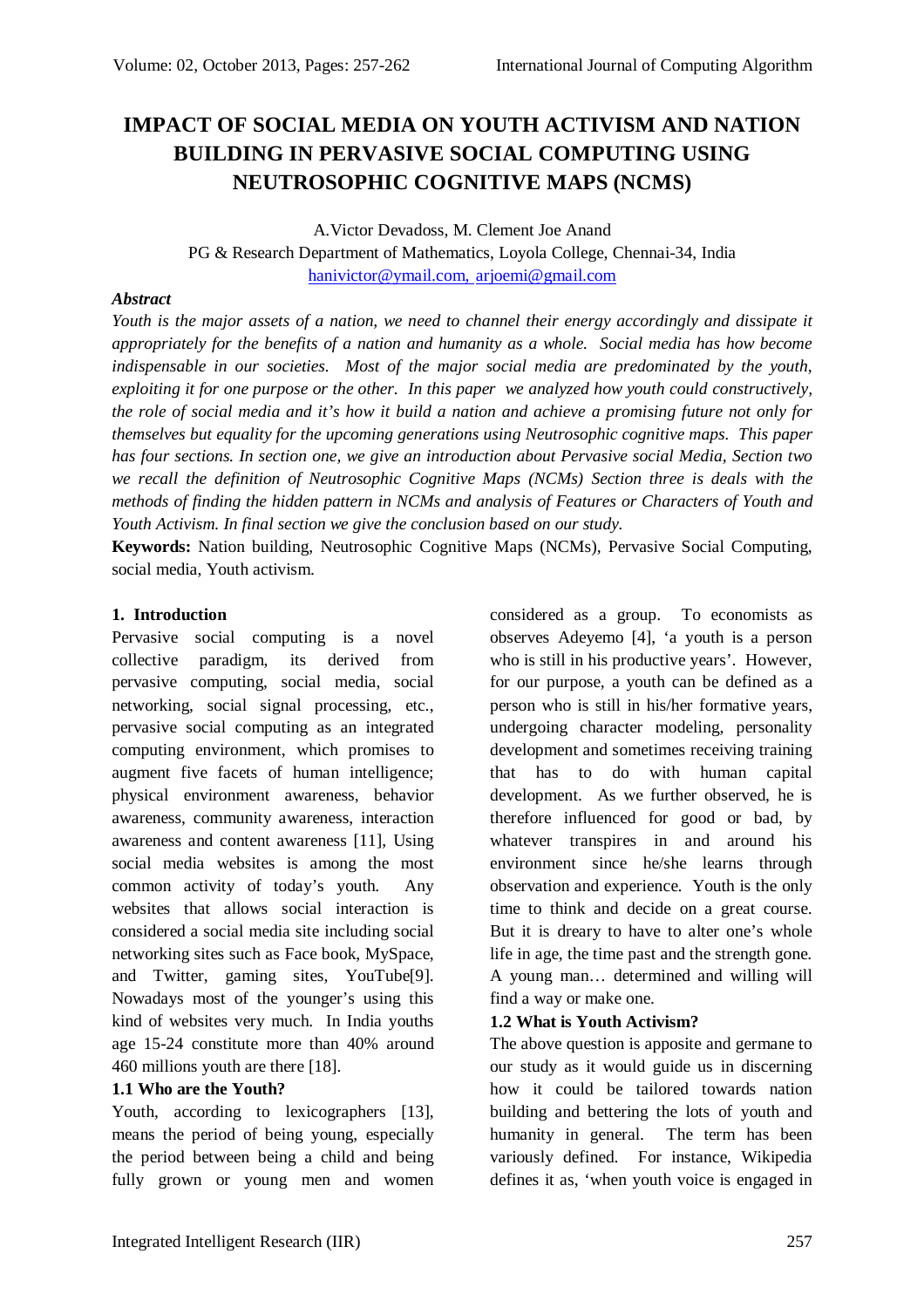# IMPACT OF SOCIAL MEDIA ON YOUTH ACTIVISM AND NATION BUILDING IN PERVASIVE SOCIAL COMPUTING USING NEUTROSOPHIC COGNITIVE MAPS (NCMS)

A.Victor Devadoss, M. Clement Joe Anand

PG & Research Department of Mathematics, Loyola College, Chennai-34, India

hanivictor@ymail.com, arjoemi@gmail.com

***Abstract***

*Youth is the major assets of a nation, we need to channel their energy accordingly and dissipate it appropriately for the benefits of a nation and humanity as a whole. Social media has how become indispensable in our societies. Most of the major social media are predominated by the youth, exploiting it for one purpose or the other. In this paper we analyzed how youth could constructively, the role of social media and it's how it build a nation and achieve a promising future not only for themselves but equality for the upcoming generations using Neutrosophic cognitive maps. This paper has four sections. In section one, we give an introduction about Pervasive social Media, Section two we recall the definition of Neutrosophic Cognitive Maps (NCMs) Section three is deals with the methods of finding the hidden pattern in NCMs and analysis of Features or Characters of Youth and Youth Activism. In final section we give the conclusion based on our study.*

**Keywords:** Nation building, Neutrosophic Cognitive Maps (NCMs), Pervasive Social Computing, social media, Youth activism.

## 1. Introduction

Pervasive social computing is a novel collective paradigm, its derived from pervasive computing, social media, social networking, social signal processing, etc., pervasive social computing as an integrated computing environment, which promises to augment five facets of human intelligence; physical environment awareness, behavior awareness, community awareness, interaction awareness and content awareness [11], Using social media websites is among the most common activity of today's youth. Any websites that allows social interaction is considered a social media site including social networking sites such as Face book, MySpace, and Twitter, gaming sites, YouTube[9]. Nowadays most of the younger's using this kind of websites very much. In India youths age 15-24 constitute more than 40% around 460 millions youth are there [18].

### 1.1 Who are the Youth?

Youth, according to lexicographers [13], means the period of being young, especially the period between being a child and being fully grown or young men and women considered as a group. To economists as observes Adeyemo [4], 'a youth is a person who is still in his productive years'. However, for our purpose, a youth can be defined as a person who is still in his/her formative years, undergoing character modeling, personality development and sometimes receiving training that has to do with human capital development. As we further observed, he is therefore influenced for good or bad, by whatever transpires in and around his environment since he/she learns through observation and experience. Youth is the only time to think and decide on a great course. But it is dreary to have to alter one's whole life in age, the time past and the strength gone. A young man… determined and willing will find a way or make one.

### 1.2 What is Youth Activism?

The above question is apposite and germane to our study as it would guide us in discerning how it could be tailored towards nation building and bettering the lots of youth and humanity in general. The term has been variously defined. For instance, Wikipedia defines it as, 'when youth voice is engaged in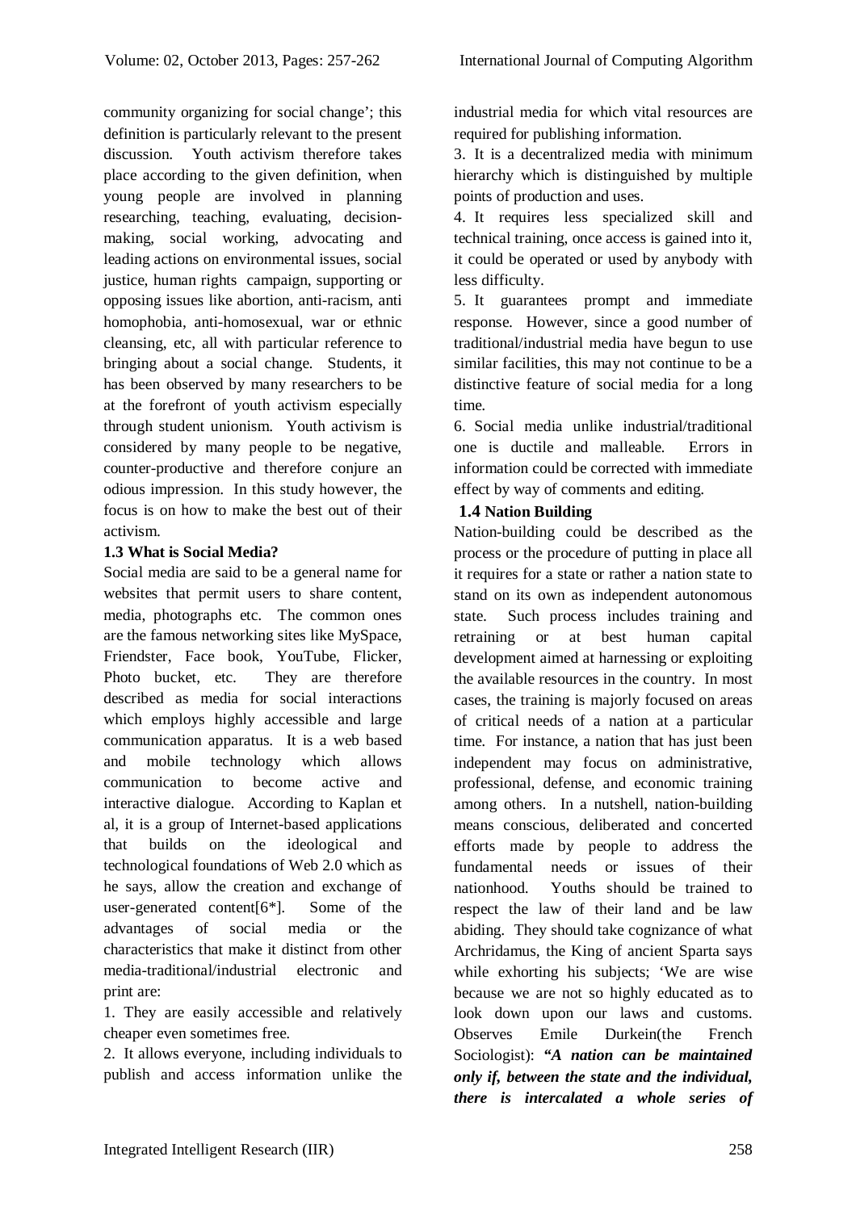community organizing for social change'; this definition is particularly relevant to the present discussion. Youth activism therefore takes place according to the given definition, when young people are involved in planning researching, teaching, evaluating, decision-making, social working, advocating and leading actions on environmental issues, social justice, human rights campaign, supporting or opposing issues like abortion, anti-racism, anti homophobia, anti-homosexual, war or ethnic cleansing, etc, all with particular reference to bringing about a social change. Students, it has been observed by many researchers to be at the forefront of youth activism especially through student unionism. Youth activism is considered by many people to be negative, counter-productive and therefore conjure an odious impression. In this study however, the focus is on how to make the best out of their activism.

### 1.3 What is Social Media?

Social media are said to be a general name for websites that permit users to share content, media, photographs etc. The common ones are the famous networking sites like MySpace, Friendster, Face book, YouTube, Flicker, Photo bucket, etc. They are therefore described as media for social interactions which employs highly accessible and large communication apparatus. It is a web based and mobile technology which allows communication to become active and interactive dialogue. According to Kaplan et al, it is a group of Internet-based applications that builds on the ideological and technological foundations of Web 2.0 which as he says, allow the creation and exchange of user-generated content[6*]. Some of the advantages of social media or the characteristics that make it distinct from other media-traditional/industrial electronic and print are:

1. They are easily accessible and relatively cheaper even sometimes free.
2. It allows everyone, including individuals to publish and access information unlike the industrial media for which vital resources are required for publishing information.
3. It is a decentralized media with minimum hierarchy which is distinguished by multiple points of production and uses.
4. It requires less specialized skill and technical training, once access is gained into it, it could be operated or used by anybody with less difficulty.
5. It guarantees prompt and immediate response. However, since a good number of traditional/industrial media have begun to use similar facilities, this may not continue to be a distinctive feature of social media for a long time.
6. Social media unlike industrial/traditional one is ductile and malleable. Errors in information could be corrected with immediate effect by way of comments and editing.

### 1.4 Nation Building

Nation-building could be described as the process or the procedure of putting in place all it requires for a state or rather a nation state to stand on its own as independent autonomous state. Such process includes training and retraining or at best human capital development aimed at harnessing or exploiting the available resources in the country. In most cases, the training is majorly focused on areas of critical needs of a nation at a particular time. For instance, a nation that has just been independent may focus on administrative, professional, defense, and economic training among others. In a nutshell, nation-building means conscious, deliberated and concerted efforts made by people to address the fundamental needs or issues of their nationhood. Youths should be trained to respect the law of their land and be law abiding. They should take cognizance of what Archridamus, the King of ancient Sparta says while exhorting his subjects; 'We are wise because we are not so highly educated as to look down upon our laws and customs. Observes Emile Durkein(the French Sociologist): ***"A nation can be maintained only if, between the state and the individual, there is intercalated a whole series of***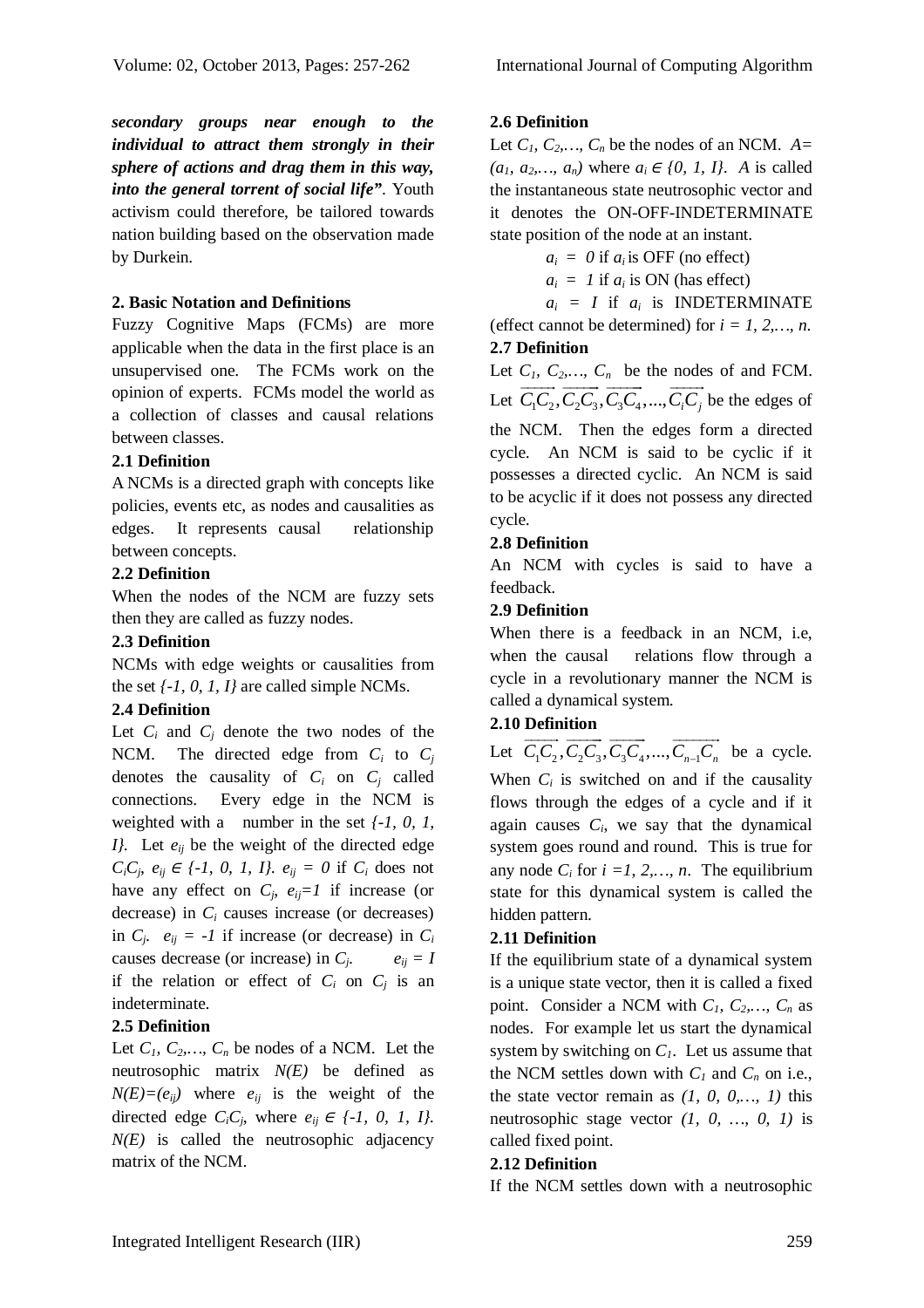***secondary groups near enough to the individual to attract them strongly in their sphere of actions and drag them in this way, into the general torrent of social life"***. Youth activism could therefore, be tailored towards nation building based on the observation made by Durkein.

## 2. Basic Notation and Definitions

Fuzzy Cognitive Maps (FCMs) are more applicable when the data in the first place is an unsupervised one. The FCMs work on the opinion of experts. FCMs model the world as a collection of classes and causal relations between classes.

### 2.1 Definition

A NCMs is a directed graph with concepts like policies, events etc, as nodes and causalities as edges. It represents causal relationship between concepts.

### 2.2 Definition

When the nodes of the NCM are fuzzy sets then they are called as fuzzy nodes.

### 2.3 Definition

NCMs with edge weights or causalities from the set $\{-1, 0, 1, I\}$ are called simple NCMs.

### 2.4 Definition

Let $C_i$ and $C_j$ denote the two nodes of the NCM. The directed edge from $C_i$ to $C_j$ denotes the causality of $C_i$ on $C_j$ called connections. Every edge in the NCM is weighted with a number in the set $\{-1, 0, 1, I\}$. Let $e_{ij}$ be the weight of the directed edge $C_iC_j$, $e_{ij} \in \{-1, 0, 1, I\}$. $e_{ij} = 0$ if $C_i$ does not have any effect on $C_j$, $e_{ij}=1$ if increase (or decrease) in $C_i$ causes increase (or decreases) in $C_j$. $e_{ij} = -1$ if increase (or decrease) in $C_i$ causes decrease (or increase) in $C_j$. $e_{ij} = I$ if the relation or effect of $C_i$ on $C_j$ is an indeterminate.

### 2.5 Definition

Let $C_1, C_2,\ldots, C_n$ be nodes of a NCM. Let the neutrosophic matrix $N(E)$ be defined as $N(E)=(e_{ij})$ where $e_{ij}$ is the weight of the directed edge $C_iC_j$, where $e_{ij} \in \{-1, 0, 1, I\}$. $N(E)$ is called the neutrosophic adjacency matrix of the NCM.

### 2.6 Definition

Let $C_1, C_2,\ldots, C_n$ be the nodes of an NCM. $A= (a_1, a_2,\ldots, a_n)$ where $a_i \in \{0, 1, I\}$. $A$ is called the instantaneous state neutrosophic vector and it denotes the ON-OFF-INDETERMINATE state position of the node at an instant.

$a_i = 0$ if $a_i$ is OFF (no effect)

$a_i = 1$ if $a_i$ is ON (has effect)

$a_i = I$ if $a_i$ is INDETERMINATE (effect cannot be determined) for $i = 1, 2,\ldots, n$.

### 2.7 Definition

Let $C_1, C_2,\ldots, C_n$ be the nodes of and FCM. Let $\overrightarrow{C_1C_2}, \overrightarrow{C_2C_3}, \overrightarrow{C_3C_4},\ldots, \overrightarrow{C_iC_j}$ be the edges of the NCM. Then the edges form a directed cycle. An NCM is said to be cyclic if it possesses a directed cyclic. An NCM is said to be acyclic if it does not possess any directed cycle.

### 2.8 Definition

An NCM with cycles is said to have a feedback.

### 2.9 Definition

When there is a feedback in an NCM, i.e, when the causal relations flow through a cycle in a revolutionary manner the NCM is called a dynamical system.

### 2.10 Definition

Let $\overrightarrow{C_1C_2}, \overrightarrow{C_2C_3}, \overrightarrow{C_3C_4},\ldots, \overrightarrow{C_{n-1}C_n}$ be a cycle. When $C_i$ is switched on and if the causality flows through the edges of a cycle and if it again causes $C_i$, we say that the dynamical system goes round and round. This is true for any node $C_i$ for $i =1, 2,\ldots, n$. The equilibrium state for this dynamical system is called the hidden pattern.

### 2.11 Definition

If the equilibrium state of a dynamical system is a unique state vector, then it is called a fixed point. Consider a NCM with $C_1, C_2,\ldots, C_n$ as nodes. For example let us start the dynamical system by switching on $C_1$. Let us assume that the NCM settles down with $C_1$ and $C_n$ on i.e., the state vector remain as $(1, 0, 0,\ldots, 1)$ this neutrosophic stage vector $(1, 0, \ldots, 0, 1)$ is called fixed point.

### 2.12 Definition

If the NCM settles down with a neutrosophic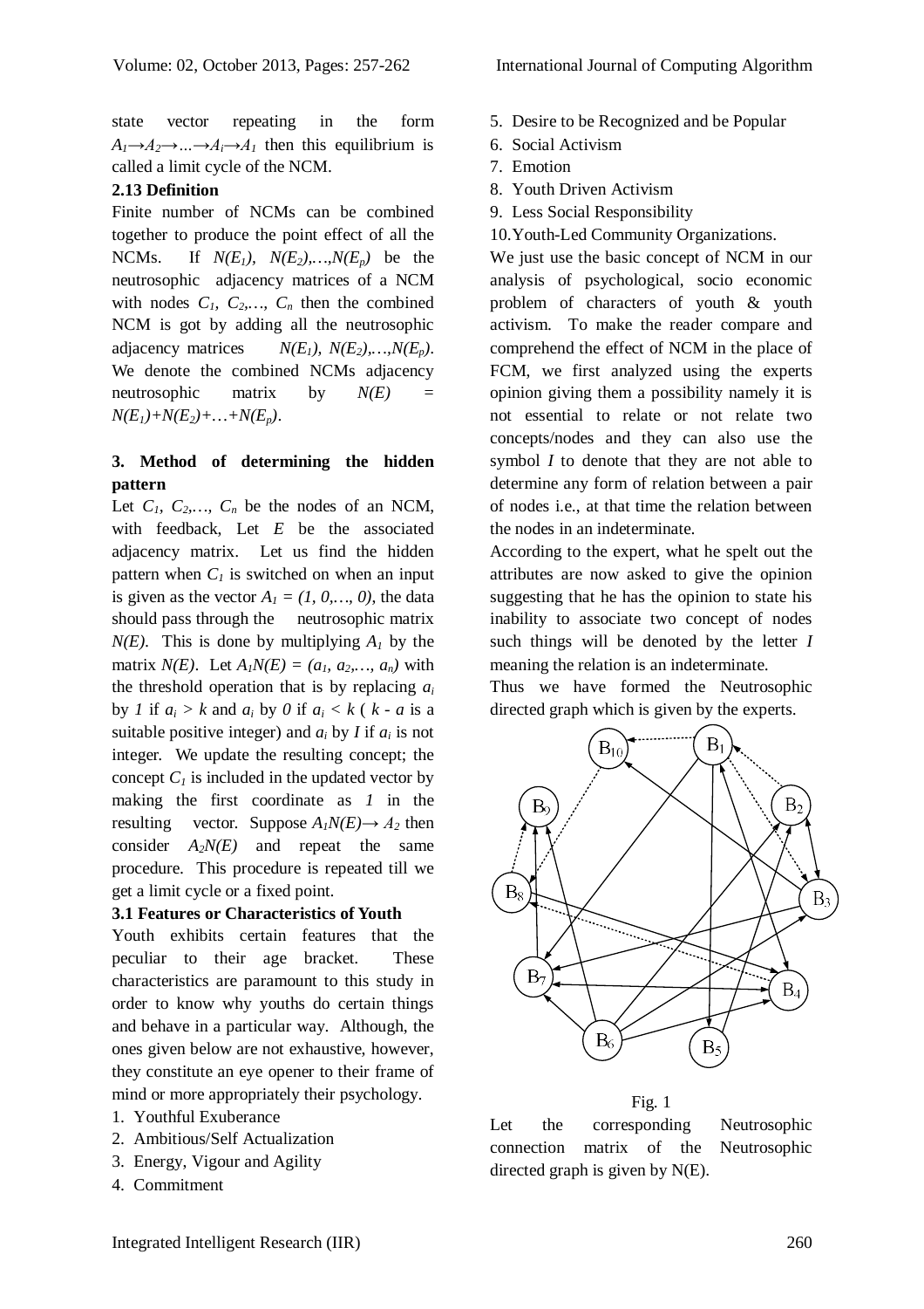state vector repeating in the form $A_1 \rightarrow A_2 \rightarrow \ldots \rightarrow A_i \rightarrow A_1$ then this equilibrium is called a limit cycle of the NCM.

**2.13 Definition**

Finite number of NCMs can be combined together to produce the point effect of all the NCMs. If $N(E_1)$, $N(E_2)$,…,$N(E_p)$ be the neutrosophic adjacency matrices of a NCM with nodes $C_1$, $C_2$,…, $C_n$ then the combined NCM is got by adding all the neutrosophic adjacency matrices $N(E_1)$, $N(E_2)$,…,$N(E_p)$. We denote the combined NCMs adjacency neutrosophic matrix by $N(E) = N(E_1)+N(E_2)+\ldots+N(E_p)$.

## 3. Method of determining the hidden pattern

Let $C_1$, $C_2$,…, $C_n$ be the nodes of an NCM, with feedback, Let $E$ be the associated adjacency matrix. Let us find the hidden pattern when $C_1$ is switched on when an input is given as the vector $A_1 = (1, 0,\ldots, 0)$, the data should pass through the neutrosophic matrix $N(E)$. This is done by multiplying $A_1$ by the matrix $N(E)$. Let $A_1N(E) = (a_1, a_2,\ldots, a_n)$ with the threshold operation that is by replacing $a_i$ by $1$ if $a_i > k$ and $a_i$ by $0$ if $a_i < k$ ( $k$ - $a$ is a suitable positive integer) and $a_i$ by $I$ if $a_i$ is not integer. We update the resulting concept; the concept $C_1$ is included in the updated vector by making the first coordinate as $1$ in the resulting vector. Suppose $A_1N(E) \rightarrow A_2$ then consider $A_2N(E)$ and repeat the same procedure. This procedure is repeated till we get a limit cycle or a fixed point.

### 3.1 Features or Characteristics of Youth

Youth exhibits certain features that the peculiar to their age bracket. These characteristics are paramount to this study in order to know why youths do certain things and behave in a particular way. Although, the ones given below are not exhaustive, however, they constitute an eye opener to their frame of mind or more appropriately their psychology.

1. Youthful Exuberance
2. Ambitious/Self Actualization
3. Energy, Vigour and Agility
4. Commitment
5. Desire to be Recognized and be Popular
6. Social Activism
7. Emotion
8. Youth Driven Activism
9. Less Social Responsibility
10. Youth-Led Community Organizations.

We just use the basic concept of NCM in our analysis of psychological, socio economic problem of characters of youth & youth activism. To make the reader compare and comprehend the effect of NCM in the place of FCM, we first analyzed using the experts opinion giving them a possibility namely it is not essential to relate or not relate two concepts/nodes and they can also use the symbol $I$ to denote that they are not able to determine any form of relation between a pair of nodes i.e., at that time the relation between the nodes in an indeterminate.

According to the expert, what he spelt out the attributes are now asked to give the opinion suggesting that he has the opinion to state his inability to associate two concept of nodes such things will be denoted by the letter $I$ meaning the relation is an indeterminate.

Thus we have formed the Neutrosophic directed graph which is given by the experts.

Fig. 1

Let the corresponding Neutrosophic connection matrix of the Neutrosophic directed graph is given by N(E).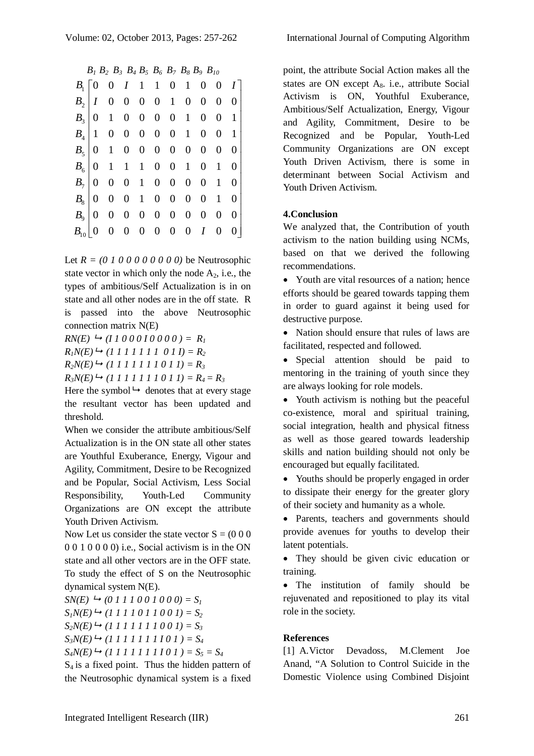$$
\begin{array}{c} \\ B_1 \\ B_2 \\ B_3 \\ B_4 \\ B_5 \\ B_6 \\ B_7 \\ B_8 \\ B_9 \\ B_{10} \end{array}
\begin{array}{c} B_1\ B_2\ B_3\ B_4\ B_5\ B_6\ B_7\ B_8\ B_9\ B_{10} \\
\left[\begin{array}{cccccccccc}
0 & 0 & I & 1 & 1 & 0 & 1 & 0 & 0 & I \\
I & 0 & 0 & 0 & 0 & 1 & 0 & 0 & 0 & 0 \\
0 & 1 & 0 & 0 & 0 & 0 & 1 & 0 & 0 & 1 \\
1 & 0 & 0 & 0 & 0 & 0 & 1 & 0 & 0 & 1 \\
0 & 1 & 0 & 0 & 0 & 0 & 0 & 0 & 0 & 0 \\
0 & 1 & 1 & 1 & 0 & 0 & 1 & 0 & 1 & 0 \\
0 & 0 & 0 & 1 & 0 & 0 & 0 & 0 & 1 & 0 \\
0 & 0 & 0 & 1 & 0 & 0 & 0 & 0 & 1 & 0 \\
0 & 0 & 0 & 0 & 0 & 0 & 0 & 0 & 0 & 0 \\
0 & 0 & 0 & 0 & 0 & 0 & 0 & I & 0 & 0
\end{array}\right] \end{array}
$$

Let $R = (0\ 1\ 0\ 0\ 0\ 0\ 0\ 0\ 0\ 0)$ be Neutrosophic state vector in which only the node $A_2$, i.e., the types of ambitious/Self Actualization is in on state and all other nodes are in the off state. R is passed into the above Neutrosophic connection matrix N(E)

$RN(E) \hookrightarrow (I\ 1\ 0\ 0\ 0\ I\ 0\ 0\ 0\ 0) = R_1$

$R_1N(E) \hookrightarrow (1\ 1\ 1\ 1\ 1\ 1\ 1\ 0\ 1\ I) = R_2$

$R_2N(E) \hookrightarrow (1\ 1\ 1\ 1\ 1\ 1\ 1\ 0\ 1\ 1) = R_3$

$R_3N(E) \hookrightarrow (1\ 1\ 1\ 1\ 1\ 1\ 1\ 0\ 1\ 1) = R_4 = R_3$

Here the symbol $\hookrightarrow$ denotes that at every stage the resultant vector has been updated and threshold.

When we consider the attribute ambitious/Self Actualization is in the ON state all other states are Youthful Exuberance, Energy, Vigour and Agility, Commitment, Desire to be Recognized and be Popular, Social Activism, Less Social Responsibility, Youth-Led Community Organizations are ON except the attribute Youth Driven Activism.

Now Let us consider the state vector S = (0 0 0 0 0 1 0 0 0 0) i.e., Social activism is in the ON state and all other vectors are in the OFF state. To study the effect of S on the Neutrosophic dynamical system N(E).

$SN(E) \hookrightarrow (0\ 1\ 1\ 1\ 0\ 0\ 1\ 0\ 0\ 0) = S_1$

$S_1N(E) \hookrightarrow (1\ 1\ 1\ 1\ 0\ 1\ 1\ 0\ 0\ 1) = S_2$

$S_2N(E) \hookrightarrow (1\ 1\ 1\ 1\ 1\ 1\ 1\ 0\ 0\ 1) = S_3$

$S_3N(E) \hookrightarrow (1\ 1\ 1\ 1\ 1\ 1\ 1\ I\ 0\ 1\ ) = S_4$

$S_4N(E) \hookrightarrow (1\ 1\ 1\ 1\ 1\ 1\ 1\ I\ 0\ 1\ ) = S_5 = S_4$

$S_4$ is a fixed point. Thus the hidden pattern of the Neutrosophic dynamical system is a fixed point, the attribute Social Action makes all the states are ON except $A_8$. i.e., attribute Social Activism is ON, Youthful Exuberance, Ambitious/Self Actualization, Energy, Vigour and Agility, Commitment, Desire to be Recognized and be Popular, Youth-Led Community Organizations are ON except Youth Driven Activism, there is some in determinant between Social Activism and Youth Driven Activism.

## 4.Conclusion

We analyzed that, the Contribution of youth activism to the nation building using NCMs, based on that we derived the following recommendations.

- Youth are vital resources of a nation; hence efforts should be geared towards tapping them in order to guard against it being used for destructive purpose.
- Nation should ensure that rules of laws are facilitated, respected and followed.
- Special attention should be paid to mentoring in the training of youth since they are always looking for role models.
- Youth activism is nothing but the peaceful co-existence, moral and spiritual training, social integration, health and physical fitness as well as those geared towards leadership skills and nation building should not only be encouraged but equally facilitated.
- Youths should be properly engaged in order to dissipate their energy for the greater glory of their society and humanity as a whole.
- Parents, teachers and governments should provide avenues for youths to develop their latent potentials.
- They should be given civic education or training.
- The institution of family should be rejuvenated and repositioned to play its vital role in the society.

## References

[1] A.Victor Devadoss, M.Clement Joe Anand, "A Solution to Control Suicide in the Domestic Violence using Combined Disjoint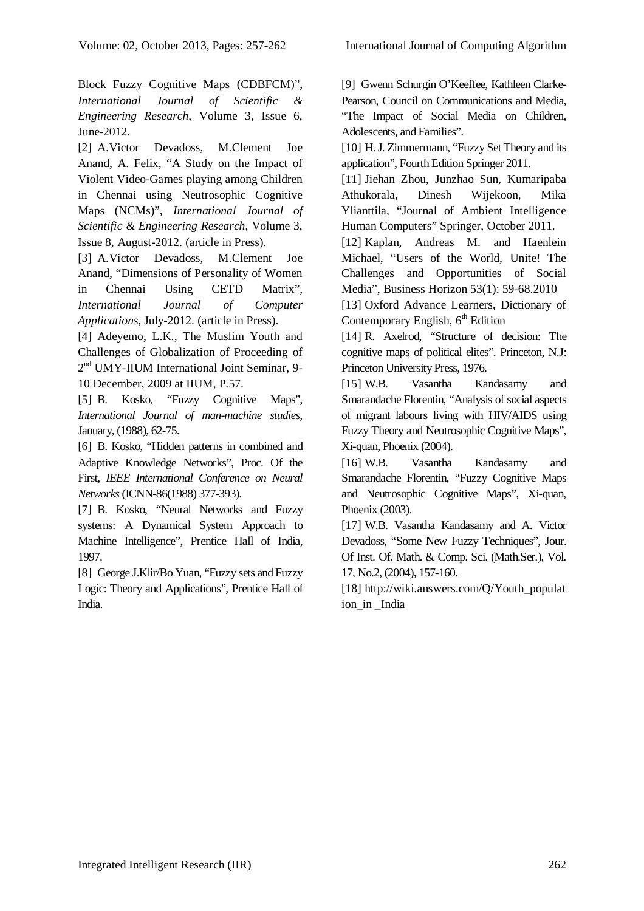Block Fuzzy Cognitive Maps (CDBFCM)", *International Journal of Scientific & Engineering Research*, Volume 3, Issue 6, June-2012.

[2] A.Victor Devadoss, M.Clement Joe Anand, A. Felix, "A Study on the Impact of Violent Video-Games playing among Children in Chennai using Neutrosophic Cognitive Maps (NCMs)", *International Journal of Scientific & Engineering Research*, Volume 3, Issue 8, August-2012. (article in Press).

[3] A.Victor Devadoss, M.Clement Joe Anand, "Dimensions of Personality of Women in Chennai Using CETD Matrix", *International Journal of Computer Applications*, July-2012. (article in Press).

[4] Adeyemo, L.K., The Muslim Youth and Challenges of Globalization of Proceeding of 2nd UMY-IIUM International Joint Seminar, 9-10 December, 2009 at IIUM, P.57.

[5] B. Kosko, "Fuzzy Cognitive Maps", *International Journal of man-machine studies*, January, (1988), 62-75.

[6] B. Kosko, "Hidden patterns in combined and Adaptive Knowledge Networks", Proc. Of the First, *IEEE International Conference on Neural Networks* (ICNN-86(1988) 377-393).

[7] B. Kosko, "Neural Networks and Fuzzy systems: A Dynamical System Approach to Machine Intelligence", Prentice Hall of India, 1997.

[8] George J.Klir/Bo Yuan, "Fuzzy sets and Fuzzy Logic: Theory and Applications", Prentice Hall of India.

[9] Gwenn Schurgin O'Keeffee, Kathleen Clarke-Pearson, Council on Communications and Media, "The Impact of Social Media on Children, Adolescents, and Families".

[10] H. J. Zimmermann, "Fuzzy Set Theory and its application", Fourth Edition Springer 2011.

[11] Jiehan Zhou, Junzhao Sun, Kumaripaba Athukorala, Dinesh Wijekoon, Mika Ylianttila, "Journal of Ambient Intelligence Human Computers" Springer, October 2011.

[12] Kaplan, Andreas M. and Haenlein Michael, "Users of the World, Unite! The Challenges and Opportunities of Social Media", Business Horizon 53(1): 59-68.2010

[13] Oxford Advance Learners, Dictionary of Contemporary English, 6th Edition

[14] R. Axelrod, "Structure of decision: The cognitive maps of political elites". Princeton, N.J: Princeton University Press, 1976.

[15] W.B. Vasantha Kandasamy and Smarandache Florentin, "Analysis of social aspects of migrant labours living with HIV/AIDS using Fuzzy Theory and Neutrosophic Cognitive Maps", Xi-quan, Phoenix (2004).

[16] W.B. Vasantha Kandasamy and Smarandache Florentin, "Fuzzy Cognitive Maps and Neutrosophic Cognitive Maps", Xi-quan, Phoenix (2003).

[17] W.B. Vasantha Kandasamy and A. Victor Devadoss, "Some New Fuzzy Techniques", Jour. Of Inst. Of. Math. & Comp. Sci. (Math.Ser.), Vol. 17, No.2, (2004), 157-160.

[18] http://wiki.answers.com/Q/Youth_population_in _India